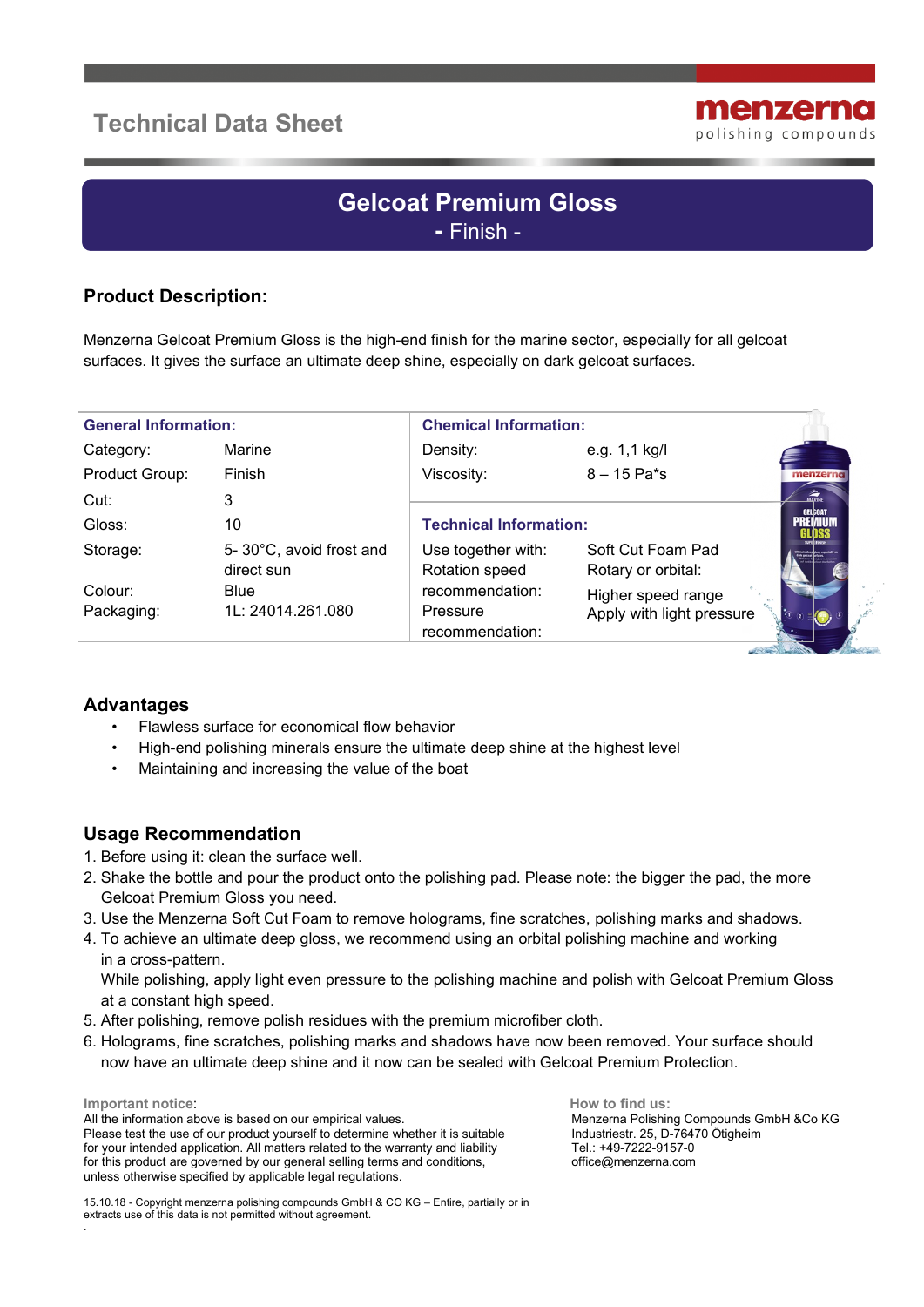# Technical Data Sheet

menzerna
polishing compounds

## Gelcoat Premium Gloss
**- Finish -**

### Product Description:

Menzerna Gelcoat Premium Gloss is the high-end finish for the marine sector, especially for all gelcoat surfaces. It gives the surface an ultimate deep shine, especially on dark gelcoat surfaces.

| **General Information:** | | **Chemical Information:** | |
|---|---|---|---|
| Category: | Marine | Density: | e.g. 1,1 kg/l |
| Product Group: | Finish | Viscosity: | 8 – 15 Pa*s |
| Cut: | 3 | **Technical Information:** | |
| Gloss: | 10 | | |
| Storage: | 5- 30°C, avoid frost and direct sun | Use together with: | Soft Cut Foam Pad |
| | | Rotation speed recommendation: | Rotary or orbital: Higher speed range |
| Colour: | Blue | | |
| Packaging: | 1L: 24014.261.080 | Pressure recommendation: | Apply with light pressure |

### Advantages

- Flawless surface for economical flow behavior
- High-end polishing minerals ensure the ultimate deep shine at the highest level
- Maintaining and increasing the value of the boat

### Usage Recommendation

1. Before using it: clean the surface well.
2. Shake the bottle and pour the product onto the polishing pad. Please note: the bigger the pad, the more Gelcoat Premium Gloss you need.
3. Use the Menzerna Soft Cut Foam to remove holograms, fine scratches, polishing marks and shadows.
4. To achieve an ultimate deep gloss, we recommend using an orbital polishing machine and working in a cross-pattern.
   While polishing, apply light even pressure to the polishing machine and polish with Gelcoat Premium Gloss at a constant high speed.
5. After polishing, remove polish residues with the premium microfiber cloth.
6. Holograms, fine scratches, polishing marks and shadows have now been removed. Your surface should now have an ultimate deep shine and it now can be sealed with Gelcoat Premium Protection.

**Important notice:**
All the information above is based on our empirical values.
Please test the use of our product yourself to determine whether it is suitable for your intended application. All matters related to the warranty and liability for this product are governed by our general selling terms and conditions, unless otherwise specified by applicable legal regulations.

**How to find us:**
Menzerna Polishing Compounds GmbH &Co KG
Industriestr. 25, D-76470 Ötigheim
Tel.: +49-7222-9157-0
office@menzerna.com

15.10.18 - Copyright menzerna polishing compounds GmbH & CO KG – Entire, partially or in extracts use of this data is not permitted without agreement.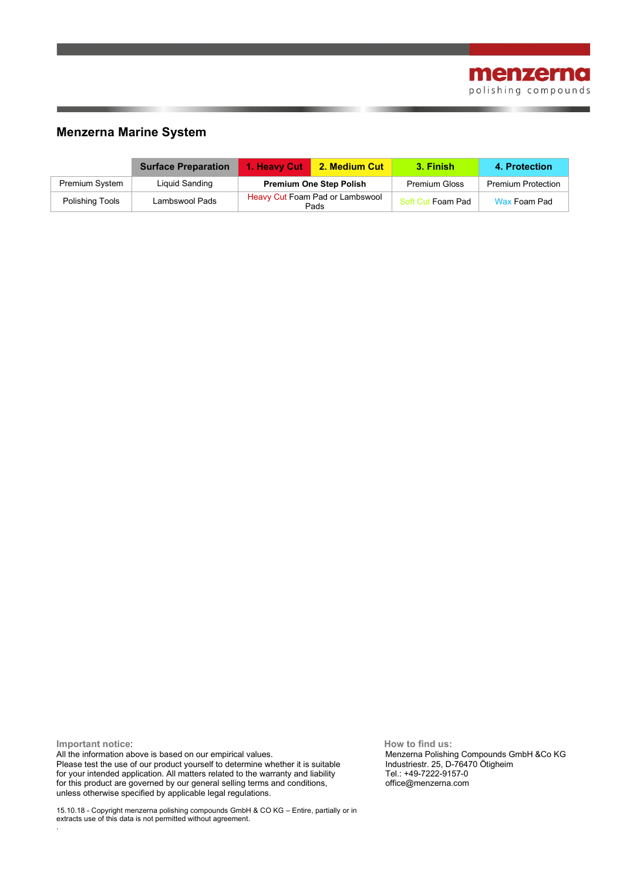# Menzerna Marine System

| | Surface Preparation | 1. Heavy Cut | 2. Medium Cut | 3. Finish | 4. Protection |
|---|---|---|---|---|---|
| Premium System | Liquid Sanding | **Premium One Step Polish** | | Premium Gloss | Premium Protection |
| Polishing Tools | Lambswool Pads | Heavy Cut Foam Pad or Lambswool Pads | | Soft Cut Foam Pad | Wax Foam Pad |

**Important notice:**
All the information above is based on our empirical values.
Please test the use of our product yourself to determine whether it is suitable for your intended application. All matters related to the warranty and liability for this product are governed by our general selling terms and conditions, unless otherwise specified by applicable legal regulations.

15.10.18 - Copyright menzerna polishing compounds GmbH & CO KG – Entire, partially or in extracts use of this data is not permitted without agreement.

**How to find us:**
Menzerna Polishing Compounds GmbH &Co KG
Industriestr. 25, D-76470 Ötigheim
Tel.: +49-7222-9157-0
office@menzerna.com